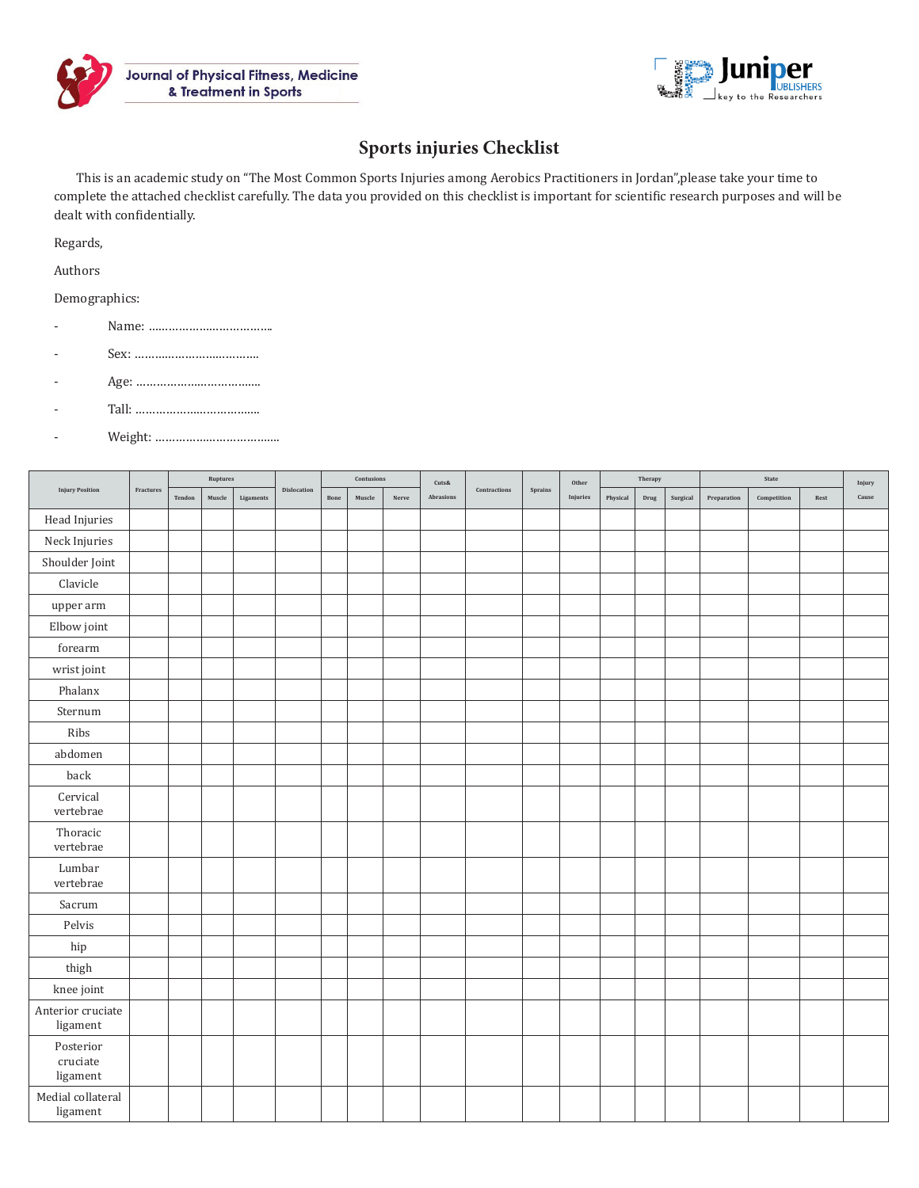# Sports injuries Checklist

This is an academic study on “The Most Common Sports Injuries among Aerobics Practitioners in Jordan”,please take your time to complete the attached checklist carefully. The data you provided on this checklist is important for scientific research purposes and will be dealt with confidentially.

Regards,

Authors

Demographics:

- Name: ……………………………..
- Sex: ………………………………
- Age: ………………………………
- Tall: ………………………………
- Weight: ………………………………

| Injury Position | Fractures | Ruptures | | | Dislocation | Contusions | | | Cuts& Abrasions | Contractions | Sprains | Other Injuries | Therapy | | | State | | | Injury Cause |
|---|---|---|---|---|---|---|---|---|---|---|---|---|---|---|---|---|---|---|---|
| | | Tendon | Muscle | Ligaments | | Bone | Muscle | Nerve | | | | | Physical | Drug | Surgical | Preparation | Competition | Rest | |
| Head Injuries | | | | | | | | | | | | | | | | | | | |
| Neck Injuries | | | | | | | | | | | | | | | | | | | |
| Shoulder Joint | | | | | | | | | | | | | | | | | | | |
| Clavicle | | | | | | | | | | | | | | | | | | | |
| upper arm | | | | | | | | | | | | | | | | | | | |
| Elbow joint | | | | | | | | | | | | | | | | | | | |
| forearm | | | | | | | | | | | | | | | | | | | |
| wrist joint | | | | | | | | | | | | | | | | | | | |
| Phalanx | | | | | | | | | | | | | | | | | | | |
| Sternum | | | | | | | | | | | | | | | | | | | |
| Ribs | | | | | | | | | | | | | | | | | | | |
| abdomen | | | | | | | | | | | | | | | | | | | |
| back | | | | | | | | | | | | | | | | | | | |
| Cervical vertebrae | | | | | | | | | | | | | | | | | | | |
| Thoracic vertebrae | | | | | | | | | | | | | | | | | | | |
| Lumbar vertebrae | | | | | | | | | | | | | | | | | | | |
| Sacrum | | | | | | | | | | | | | | | | | | | |
| Pelvis | | | | | | | | | | | | | | | | | | | |
| hip | | | | | | | | | | | | | | | | | | | |
| thigh | | | | | | | | | | | | | | | | | | | |
| knee joint | | | | | | | | | | | | | | | | | | | |
| Anterior cruciate ligament | | | | | | | | | | | | | | | | | | | |
| Posterior cruciate ligament | | | | | | | | | | | | | | | | | | | |
| Medial collateral ligament | | | | | | | | | | | | | | | | | | | |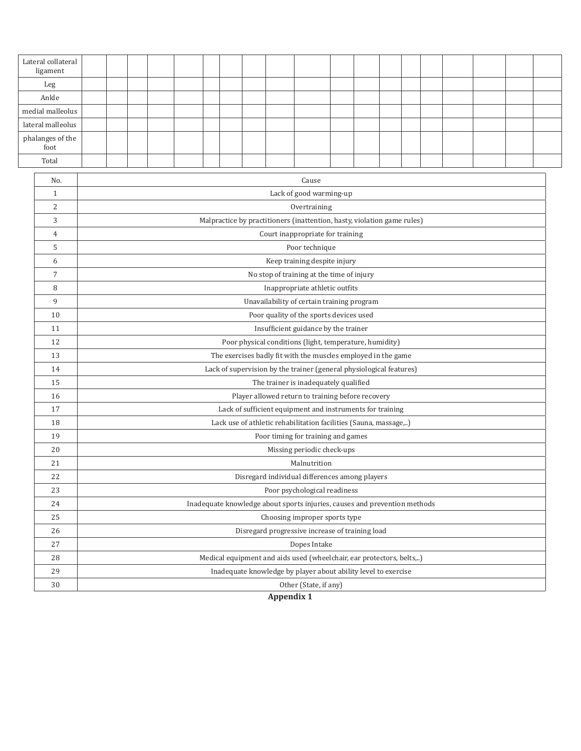| | | | | | | | | | | | | | | | | | | |
|---|---|---|---|---|---|---|---|---|---|---|---|---|---|---|---|---|---|---|
| Lateral collateral ligament | | | | | | | | | | | | | | | | | | |
| Leg | | | | | | | | | | | | | | | | | | |
| Ankle | | | | | | | | | | | | | | | | | | |
| medial malleolus | | | | | | | | | | | | | | | | | | |
| lateral malleolus | | | | | | | | | | | | | | | | | | |
| phalanges of the foot | | | | | | | | | | | | | | | | | | |
| Total | | | | | | | | | | | | | | | | | | |

| No. | Cause |
|---|---|
| 1 | Lack of good warming-up |
| 2 | Overtraining |
| 3 | Malpractice by practitioners (inattention, hasty, violation game rules) |
| 4 | Court inappropriate for training |
| 5 | Poor technique |
| 6 | Keep training despite injury |
| 7 | No stop of training at the time of injury |
| 8 | Inappropriate athletic outfits |
| 9 | Unavailability of certain training program |
| 10 | Poor quality of the sports devices used |
| 11 | Insufficient guidance by the trainer |
| 12 | Poor physical conditions (light, temperature, humidity) |
| 13 | The exercises badly fit with the muscles employed in the game |
| 14 | Lack of supervision by the trainer (general physiological features) |
| 15 | The trainer is inadequately qualified |
| 16 | Player allowed return to training before recovery |
| 17 | Lack of sufficient equipment and instruments for training |
| 18 | Lack use of athletic rehabilitation facilities (Sauna, massage,..) |
| 19 | Poor timing for training and games |
| 20 | Missing periodic check-ups |
| 21 | Malnutrition |
| 22 | Disregard individual differences among players |
| 23 | Poor psychological readiness |
| 24 | Inadequate knowledge about sports injuries, causes and prevention methods |
| 25 | Choosing improper sports type |
| 26 | Disregard progressive increase of training load |
| 27 | Dopes Intake |
| 28 | Medical equipment and aids used (wheelchair, ear protectors, belts,..) |
| 29 | Inadequate knowledge by player about ability level to exercise |
| 30 | Other (State, if any) |

**Appendix 1**